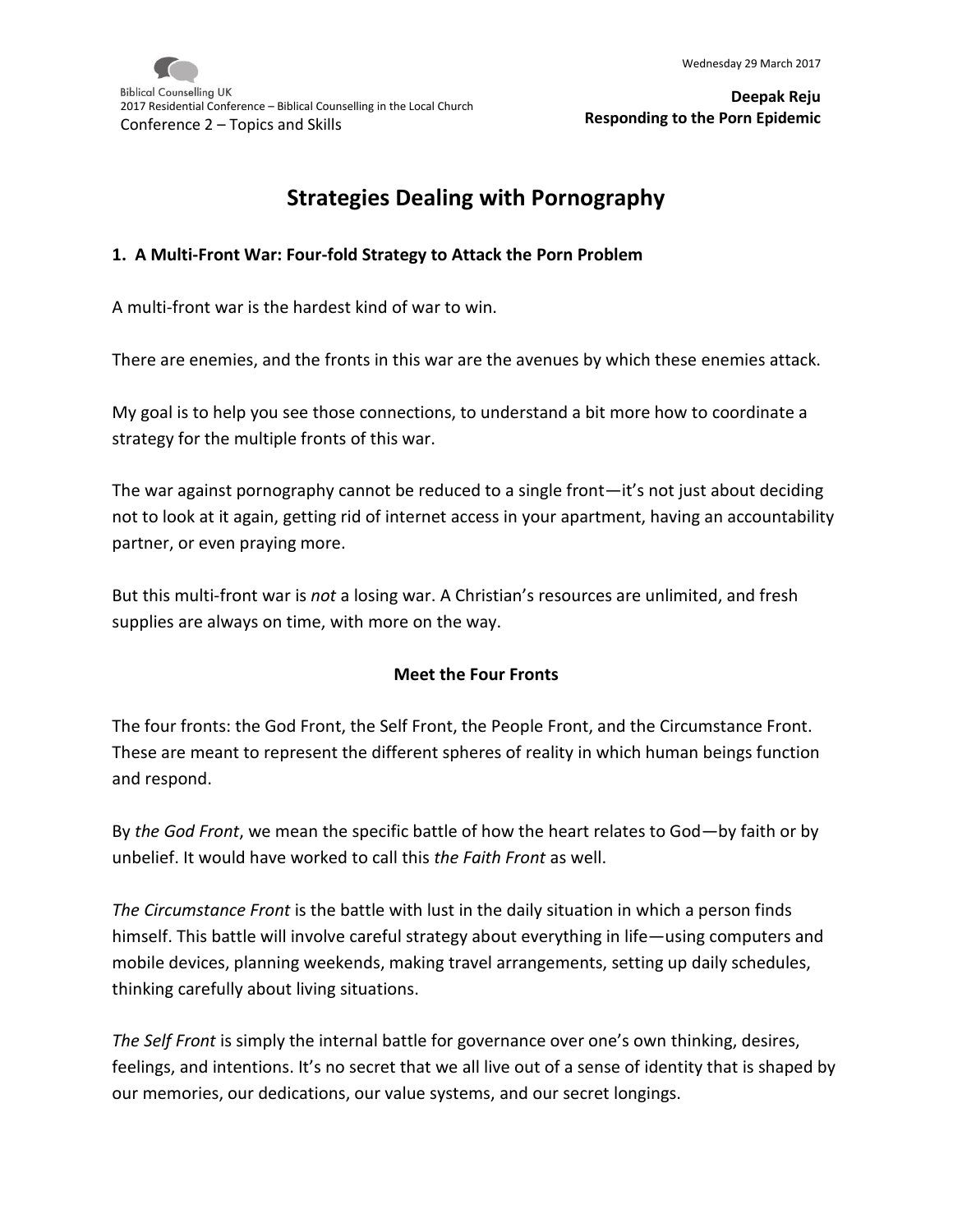# Strategies Dealing with Pornography

## 1. A Multi-Front War: Four-fold Strategy to Attack the Porn Problem

A multi-front war is the hardest kind of war to win.

There are enemies, and the fronts in this war are the avenues by which these enemies attack.

My goal is to help you see those connections, to understand a bit more how to coordinate a strategy for the multiple fronts of this war.

The war against pornography cannot be reduced to a single front—it's not just about deciding not to look at it again, getting rid of internet access in your apartment, having an accountability partner, or even praying more.

But this multi-front war is *not* a losing war. A Christian's resources are unlimited, and fresh supplies are always on time, with more on the way.

**Meet the Four Fronts**

The four fronts: the God Front, the Self Front, the People Front, and the Circumstance Front. These are meant to represent the different spheres of reality in which human beings function and respond.

By *the God Front*, we mean the specific battle of how the heart relates to God—by faith or by unbelief. It would have worked to call this *the Faith Front* as well.

*The Circumstance Front* is the battle with lust in the daily situation in which a person finds himself. This battle will involve careful strategy about everything in life—using computers and mobile devices, planning weekends, making travel arrangements, setting up daily schedules, thinking carefully about living situations.

*The Self Front* is simply the internal battle for governance over one's own thinking, desires, feelings, and intentions. It's no secret that we all live out of a sense of identity that is shaped by our memories, our dedications, our value systems, and our secret longings.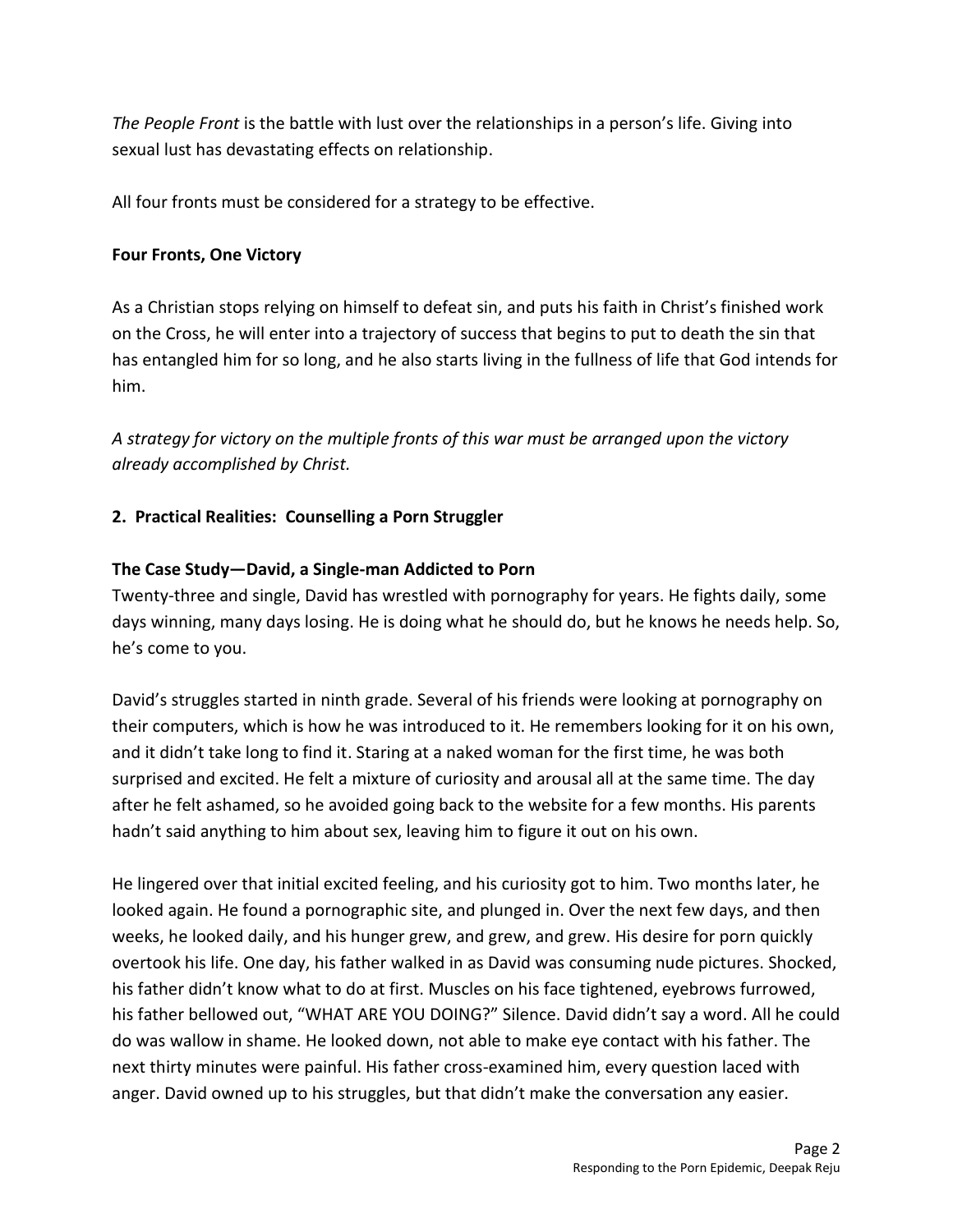*The People Front* is the battle with lust over the relationships in a person's life. Giving into sexual lust has devastating effects on relationship.

All four fronts must be considered for a strategy to be effective.

**Four Fronts, One Victory**

As a Christian stops relying on himself to defeat sin, and puts his faith in Christ's finished work on the Cross, he will enter into a trajectory of success that begins to put to death the sin that has entangled him for so long, and he also starts living in the fullness of life that God intends for him.

*A strategy for victory on the multiple fronts of this war must be arranged upon the victory already accomplished by Christ.*

## 2. Practical Realities: Counselling a Porn Struggler

**The Case Study—David, a Single-man Addicted to Porn**

Twenty-three and single, David has wrestled with pornography for years. He fights daily, some days winning, many days losing. He is doing what he should do, but he knows he needs help. So, he's come to you.

David's struggles started in ninth grade. Several of his friends were looking at pornography on their computers, which is how he was introduced to it. He remembers looking for it on his own, and it didn't take long to find it. Staring at a naked woman for the first time, he was both surprised and excited. He felt a mixture of curiosity and arousal all at the same time. The day after he felt ashamed, so he avoided going back to the website for a few months. His parents hadn't said anything to him about sex, leaving him to figure it out on his own.

He lingered over that initial excited feeling, and his curiosity got to him. Two months later, he looked again. He found a pornographic site, and plunged in. Over the next few days, and then weeks, he looked daily, and his hunger grew, and grew, and grew. His desire for porn quickly overtook his life. One day, his father walked in as David was consuming nude pictures. Shocked, his father didn't know what to do at first. Muscles on his face tightened, eyebrows furrowed, his father bellowed out, "WHAT ARE YOU DOING?" Silence. David didn't say a word. All he could do was wallow in shame. He looked down, not able to make eye contact with his father. The next thirty minutes were painful. His father cross-examined him, every question laced with anger. David owned up to his struggles, but that didn't make the conversation any easier.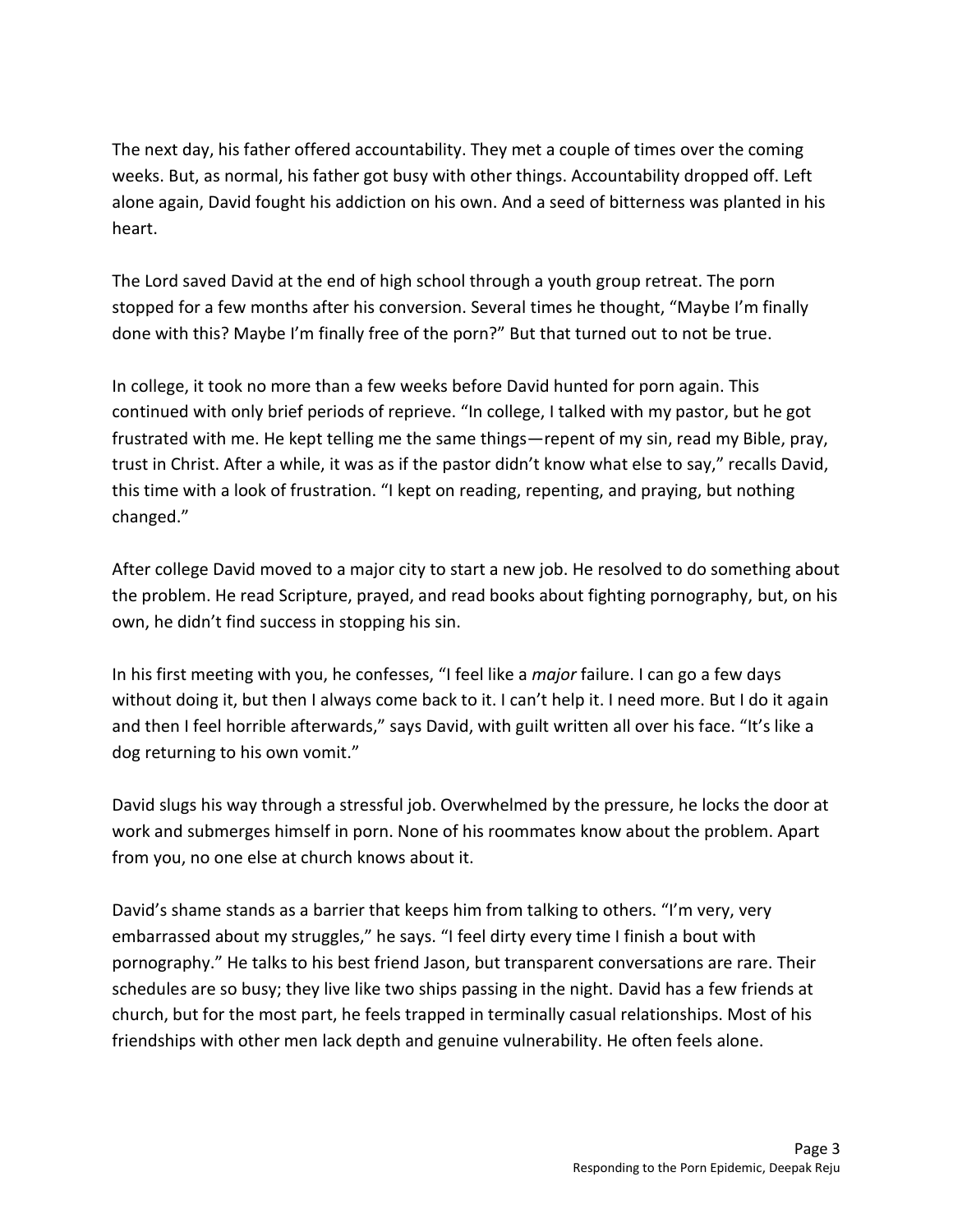The next day, his father offered accountability. They met a couple of times over the coming weeks. But, as normal, his father got busy with other things. Accountability dropped off. Left alone again, David fought his addiction on his own. And a seed of bitterness was planted in his heart.

The Lord saved David at the end of high school through a youth group retreat. The porn stopped for a few months after his conversion. Several times he thought, "Maybe I'm finally done with this? Maybe I'm finally free of the porn?" But that turned out to not be true.

In college, it took no more than a few weeks before David hunted for porn again. This continued with only brief periods of reprieve. "In college, I talked with my pastor, but he got frustrated with me. He kept telling me the same things—repent of my sin, read my Bible, pray, trust in Christ. After a while, it was as if the pastor didn't know what else to say," recalls David, this time with a look of frustration. "I kept on reading, repenting, and praying, but nothing changed."

After college David moved to a major city to start a new job. He resolved to do something about the problem. He read Scripture, prayed, and read books about fighting pornography, but, on his own, he didn't find success in stopping his sin.

In his first meeting with you, he confesses, "I feel like a *major* failure. I can go a few days without doing it, but then I always come back to it. I can't help it. I need more. But I do it again and then I feel horrible afterwards," says David, with guilt written all over his face. "It's like a dog returning to his own vomit."

David slugs his way through a stressful job. Overwhelmed by the pressure, he locks the door at work and submerges himself in porn. None of his roommates know about the problem. Apart from you, no one else at church knows about it.

David's shame stands as a barrier that keeps him from talking to others. "I'm very, very embarrassed about my struggles," he says. "I feel dirty every time I finish a bout with pornography." He talks to his best friend Jason, but transparent conversations are rare. Their schedules are so busy; they live like two ships passing in the night. David has a few friends at church, but for the most part, he feels trapped in terminally casual relationships. Most of his friendships with other men lack depth and genuine vulnerability. He often feels alone.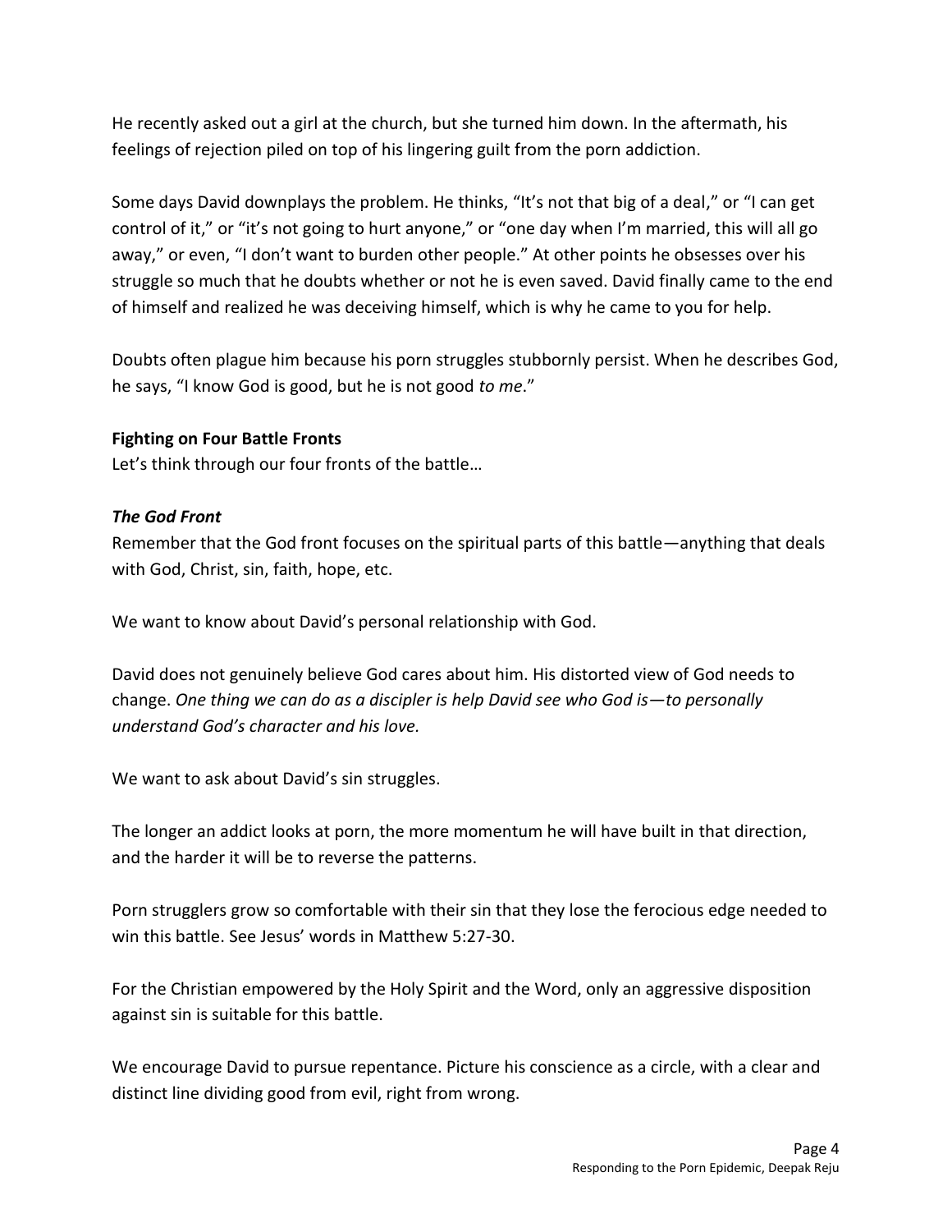He recently asked out a girl at the church, but she turned him down. In the aftermath, his feelings of rejection piled on top of his lingering guilt from the porn addiction.

Some days David downplays the problem. He thinks, "It's not that big of a deal," or "I can get control of it," or "it's not going to hurt anyone," or "one day when I'm married, this will all go away," or even, "I don't want to burden other people." At other points he obsesses over his struggle so much that he doubts whether or not he is even saved. David finally came to the end of himself and realized he was deceiving himself, which is why he came to you for help.

Doubts often plague him because his porn struggles stubbornly persist. When he describes God, he says, "I know God is good, but he is not good *to me*."

**Fighting on Four Battle Fronts**

Let's think through our four fronts of the battle…

***The God Front***

Remember that the God front focuses on the spiritual parts of this battle—anything that deals with God, Christ, sin, faith, hope, etc.

We want to know about David's personal relationship with God.

David does not genuinely believe God cares about him. His distorted view of God needs to change. *One thing we can do as a discipler is help David see who God is—to personally understand God's character and his love.*

We want to ask about David's sin struggles.

The longer an addict looks at porn, the more momentum he will have built in that direction, and the harder it will be to reverse the patterns.

Porn strugglers grow so comfortable with their sin that they lose the ferocious edge needed to win this battle. See Jesus' words in Matthew 5:27-30.

For the Christian empowered by the Holy Spirit and the Word, only an aggressive disposition against sin is suitable for this battle.

We encourage David to pursue repentance. Picture his conscience as a circle, with a clear and distinct line dividing good from evil, right from wrong.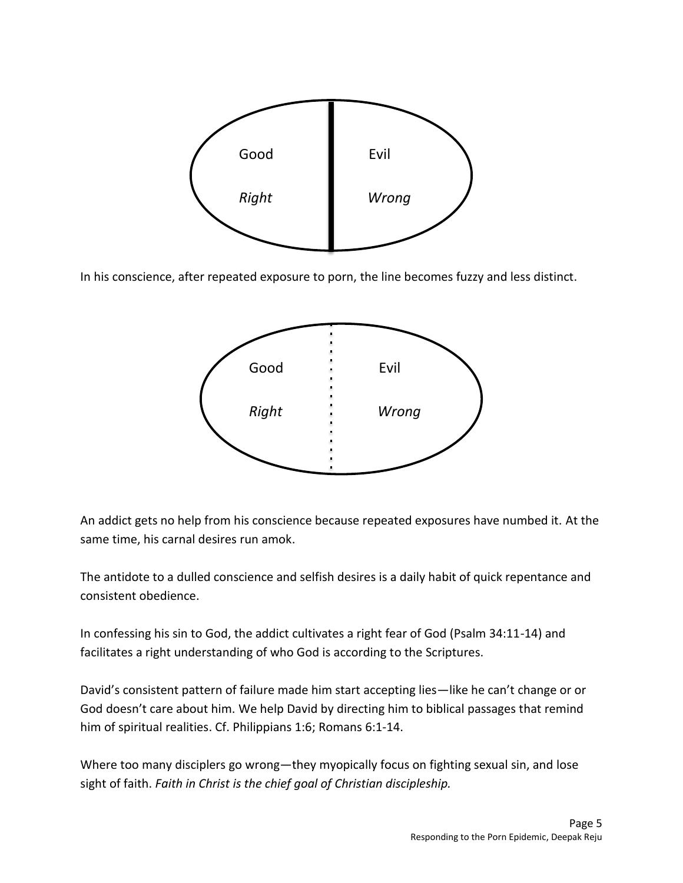| Good | Evil |
| --- | --- |
| *Right* | *Wrong* |

In his conscience, after repeated exposure to porn, the line becomes fuzzy and less distinct.

| Good | Evil |
| --- | --- |
| *Right* | *Wrong* |

An addict gets no help from his conscience because repeated exposures have numbed it. At the same time, his carnal desires run amok.

The antidote to a dulled conscience and selfish desires is a daily habit of quick repentance and consistent obedience.

In confessing his sin to God, the addict cultivates a right fear of God (Psalm 34:11-14) and facilitates a right understanding of who God is according to the Scriptures.

David's consistent pattern of failure made him start accepting lies—like he can't change or or God doesn't care about him. We help David by directing him to biblical passages that remind him of spiritual realities. Cf. Philippians 1:6; Romans 6:1-14.

Where too many disciplers go wrong—they myopically focus on fighting sexual sin, and lose sight of faith. *Faith in Christ is the chief goal of Christian discipleship.*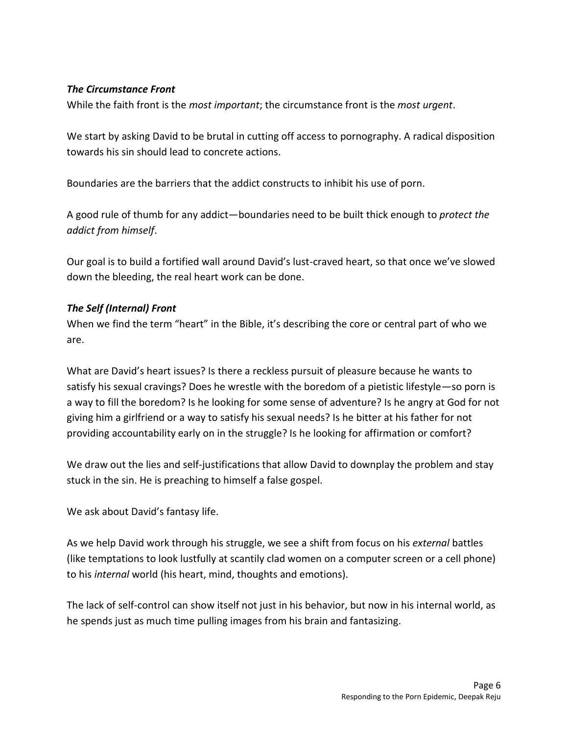### ***The Circumstance Front***

While the faith front is the *most important*; the circumstance front is the *most urgent*.

We start by asking David to be brutal in cutting off access to pornography. A radical disposition towards his sin should lead to concrete actions.

Boundaries are the barriers that the addict constructs to inhibit his use of porn.

A good rule of thumb for any addict—boundaries need to be built thick enough to *protect the addict from himself*.

Our goal is to build a fortified wall around David's lust-craved heart, so that once we've slowed down the bleeding, the real heart work can be done.

### ***The Self (Internal) Front***

When we find the term "heart" in the Bible, it's describing the core or central part of who we are.

What are David's heart issues? Is there a reckless pursuit of pleasure because he wants to satisfy his sexual cravings? Does he wrestle with the boredom of a pietistic lifestyle—so porn is a way to fill the boredom? Is he looking for some sense of adventure? Is he angry at God for not giving him a girlfriend or a way to satisfy his sexual needs? Is he bitter at his father for not providing accountability early on in the struggle? Is he looking for affirmation or comfort?

We draw out the lies and self-justifications that allow David to downplay the problem and stay stuck in the sin. He is preaching to himself a false gospel.

We ask about David's fantasy life.

As we help David work through his struggle, we see a shift from focus on his *external* battles (like temptations to look lustfully at scantily clad women on a computer screen or a cell phone) to his *internal* world (his heart, mind, thoughts and emotions).

The lack of self-control can show itself not just in his behavior, but now in his internal world, as he spends just as much time pulling images from his brain and fantasizing.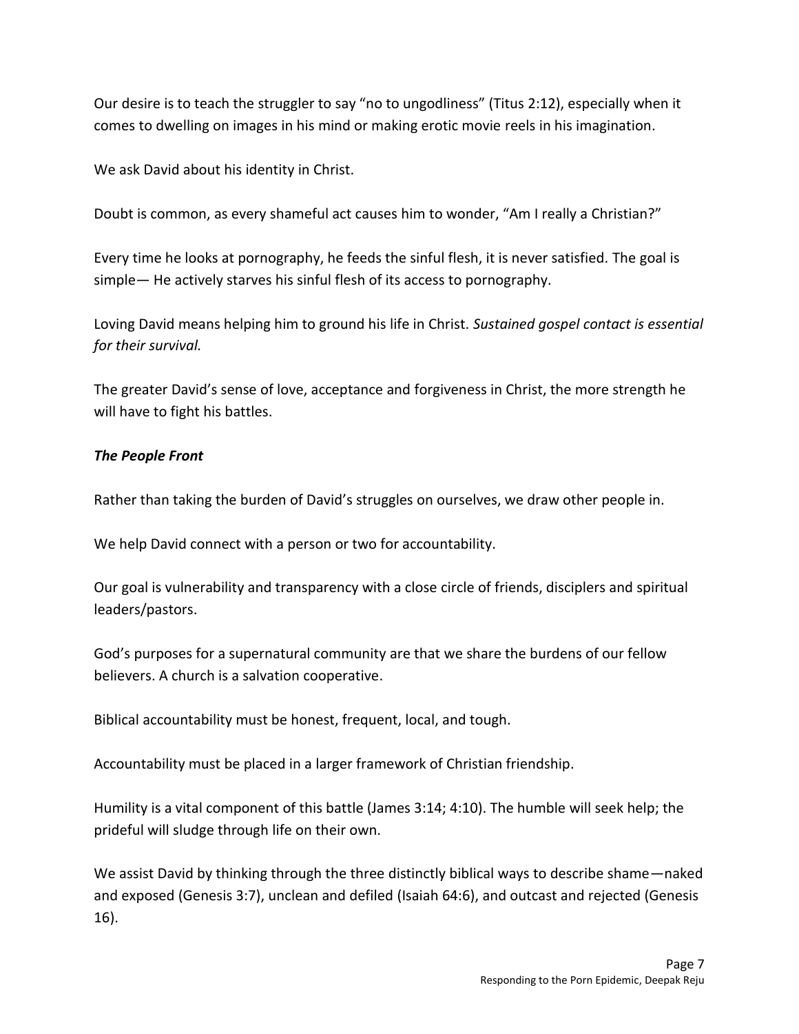Our desire is to teach the struggler to say "no to ungodliness" (Titus 2:12), especially when it comes to dwelling on images in his mind or making erotic movie reels in his imagination.

We ask David about his identity in Christ.

Doubt is common, as every shameful act causes him to wonder, "Am I really a Christian?"

Every time he looks at pornography, he feeds the sinful flesh, it is never satisfied. The goal is simple— He actively starves his sinful flesh of its access to pornography.

Loving David means helping him to ground his life in Christ. *Sustained gospel contact is essential for their survival.*

The greater David's sense of love, acceptance and forgiveness in Christ, the more strength he will have to fight his battles.

***The People Front***

Rather than taking the burden of David's struggles on ourselves, we draw other people in.

We help David connect with a person or two for accountability.

Our goal is vulnerability and transparency with a close circle of friends, disciplers and spiritual leaders/pastors.

God's purposes for a supernatural community are that we share the burdens of our fellow believers. A church is a salvation cooperative.

Biblical accountability must be honest, frequent, local, and tough.

Accountability must be placed in a larger framework of Christian friendship.

Humility is a vital component of this battle (James 3:14; 4:10). The humble will seek help; the prideful will sludge through life on their own.

We assist David by thinking through the three distinctly biblical ways to describe shame—naked and exposed (Genesis 3:7), unclean and defiled (Isaiah 64:6), and outcast and rejected (Genesis 16).